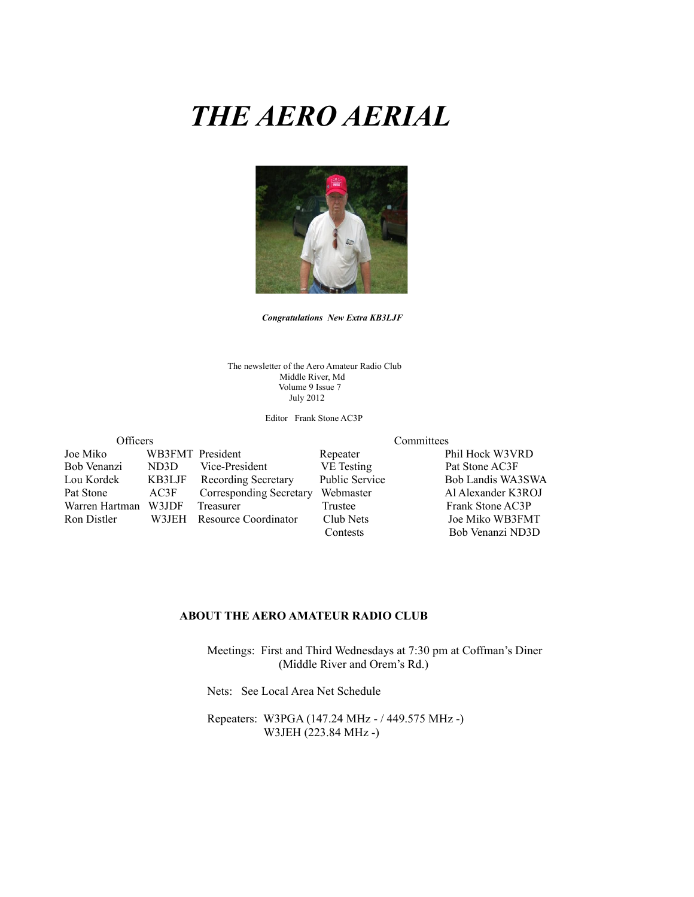# THE AERO AERIAL

***Congratulations New Extra KB3LJF***

The newsletter of the Aero Amateur Radio Club
Middle River, Md
Volume 9 Issue 7
July 2012

Editor Frank Stone AC3P

| Officers | | | Committees | |
|---|---|---|---|---|
| Joe Miko | WB3FMT | President | Repeater | Phil Hock W3VRD |
| Bob Venanzi | ND3D | Vice-President | VE Testing | Pat Stone AC3F |
| Lou Kordek | KB3LJF | Recording Secretary | Public Service | Bob Landis WA3SWA |
| Pat Stone | AC3F | Corresponding Secretary | Webmaster | Al Alexander K3ROJ |
| Warren Hartman | W3JDF | Treasurer | Trustee | Frank Stone AC3P |
| Ron Distler | W3JEH | Resource Coordinator | Club Nets | Joe Miko WB3FMT |
| | | | Contests | Bob Venanzi ND3D |

## ABOUT THE AERO AMATEUR RADIO CLUB

Meetings: First and Third Wednesdays at 7:30 pm at Coffman's Diner
(Middle River and Orem's Rd.)

Nets: See Local Area Net Schedule

Repeaters: W3PGA (147.24 MHz - / 449.575 MHz -)
W3JEH (223.84 MHz -)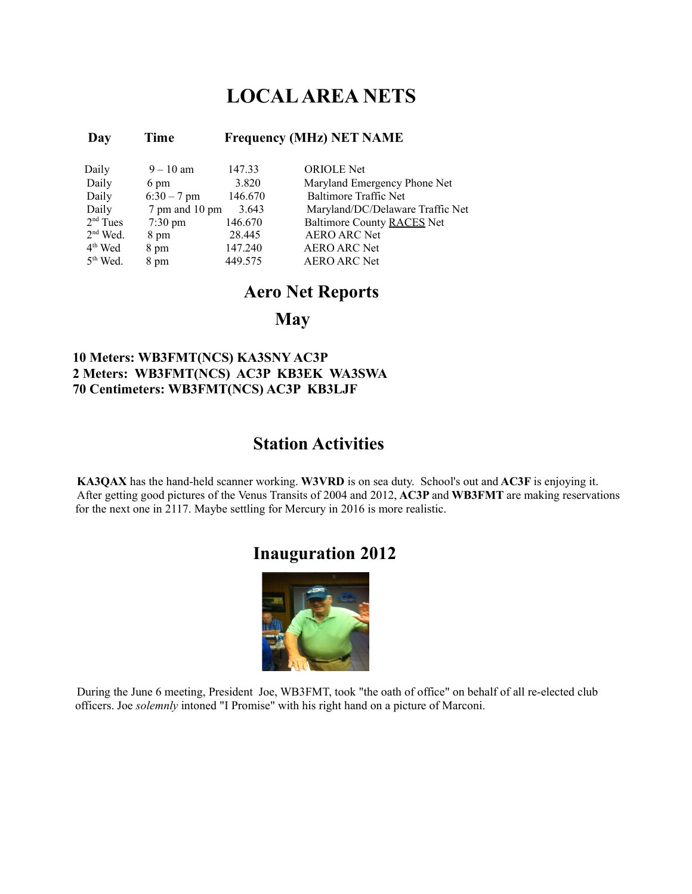# LOCAL AREA NETS

| Day | Time | Frequency (MHz) | NET NAME |
|---|---|---|---|
| Daily | 9 – 10 am | 147.33 | ORIOLE Net |
| Daily | 6 pm | 3.820 | Maryland Emergency Phone Net |
| Daily | 6:30 – 7 pm | 146.670 | Baltimore Traffic Net |
| Daily | 7 pm and 10 pm | 3.643 | Maryland/DC/Delaware Traffic Net |
| 2nd Tues | 7:30 pm | 146.670 | Baltimore County RACES Net |
| 2nd Wed. | 8 pm | 28.445 | AERO ARC Net |
| 4th Wed | 8 pm | 147.240 | AERO ARC Net |
| 5th Wed. | 8 pm | 449.575 | AERO ARC Net |

## Aero Net Reports

## May

**10 Meters: WB3FMT(NCS) KA3SNY AC3P**
**2 Meters: WB3FMT(NCS) AC3P KB3EK WA3SWA**
**70 Centimeters: WB3FMT(NCS) AC3P KB3LJF**

## Station Activities

**KA3QAX** has the hand-held scanner working. **W3VRD** is on sea duty. School's out and **AC3F** is enjoying it. After getting good pictures of the Venus Transits of 2004 and 2012, **AC3P** and **WB3FMT** are making reservations for the next one in 2117. Maybe settling for Mercury in 2016 is more realistic.

## Inauguration 2012

During the June 6 meeting, President Joe, WB3FMT, took "the oath of office" on behalf of all re-elected club officers. Joe *solemnly* intoned "I Promise" with his right hand on a picture of Marconi.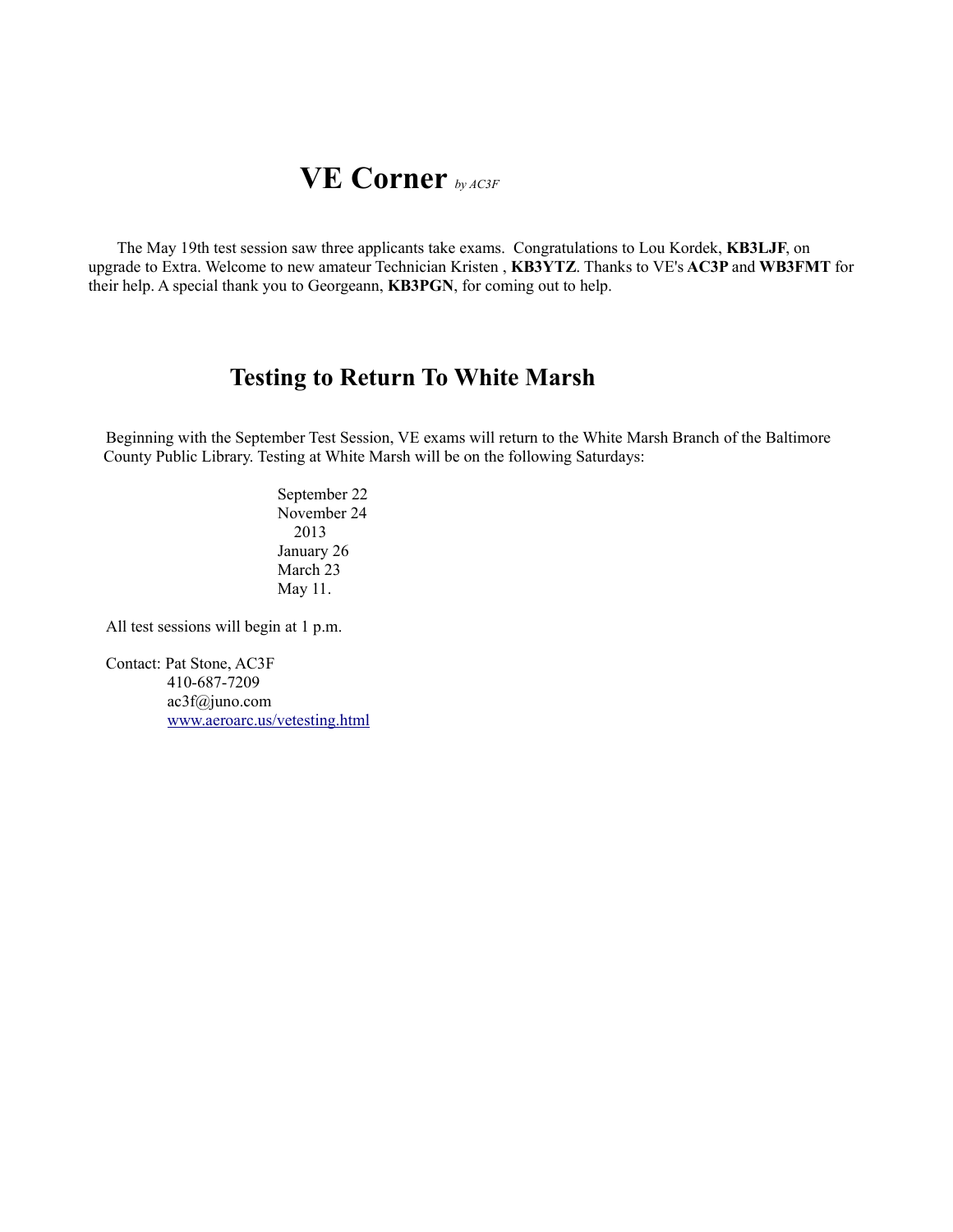# VE Corner *by AC3F*

The May 19th test session saw three applicants take exams. Congratulations to Lou Kordek, **KB3LJF**, on upgrade to Extra. Welcome to new amateur Technician Kristen , **KB3YTZ**. Thanks to VE's **AC3P** and **WB3FMT** for their help. A special thank you to Georgeann, **KB3PGN**, for coming out to help.

## Testing to Return To White Marsh

Beginning with the September Test Session, VE exams will return to the White Marsh Branch of the Baltimore County Public Library. Testing at White Marsh will be on the following Saturdays:

September 22
November 24
2013
January 26
March 23
May 11.

All test sessions will begin at 1 p.m.

Contact: Pat Stone, AC3F
410-687-7209
ac3f@juno.com
www.aeroarc.us/vetesting.html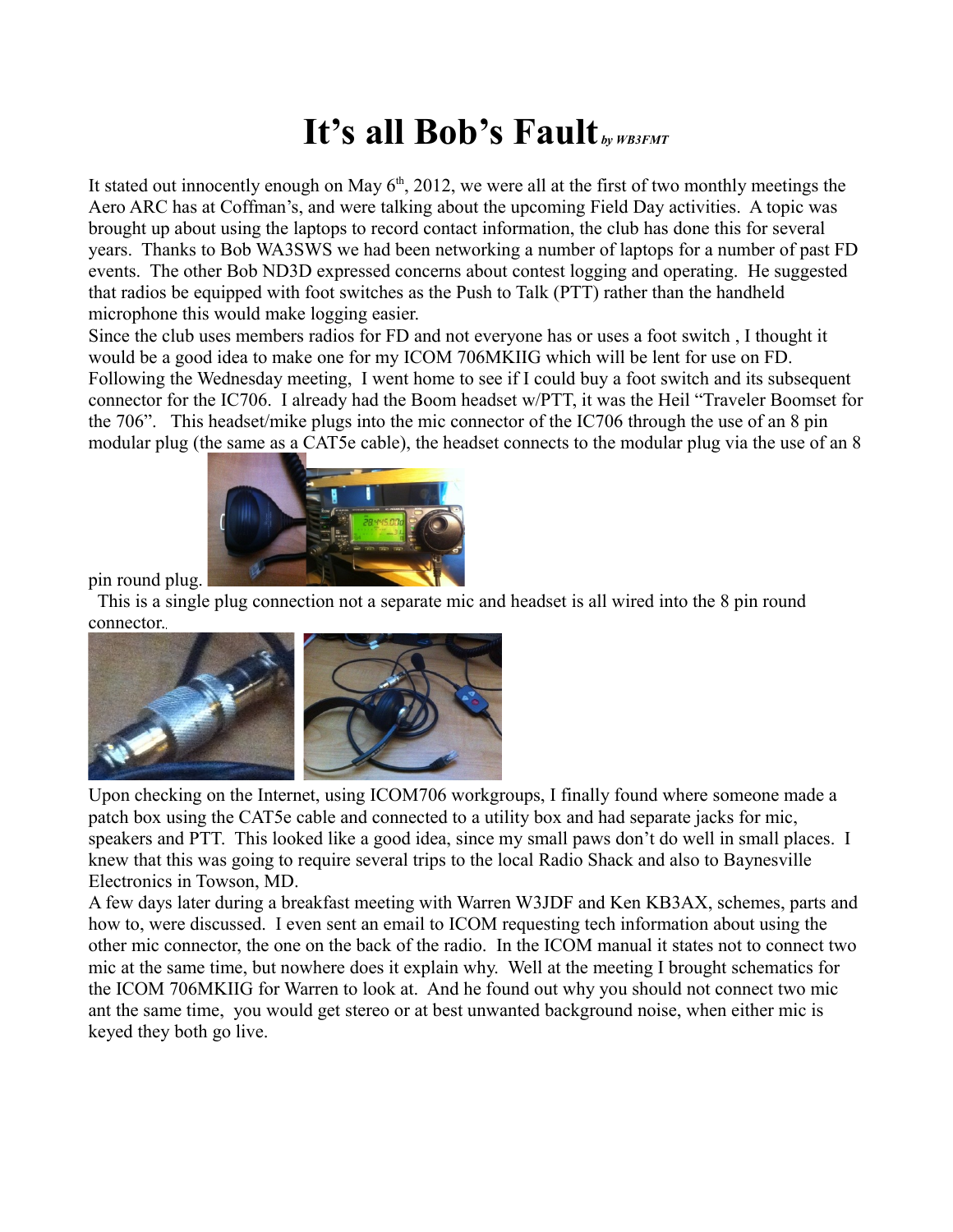# It’s all Bob’s Fault *by WB3FMT*

It stated out innocently enough on May 6th, 2012, we were all at the first of two monthly meetings the Aero ARC has at Coffman’s, and were talking about the upcoming Field Day activities. A topic was brought up about using the laptops to record contact information, the club has done this for several years. Thanks to Bob WA3SWS we had been networking a number of laptops for a number of past FD events. The other Bob ND3D expressed concerns about contest logging and operating. He suggested that radios be equipped with foot switches as the Push to Talk (PTT) rather than the handheld microphone this would make logging easier.

Since the club uses members radios for FD and not everyone has or uses a foot switch , I thought it would be a good idea to make one for my ICOM 706MKIIG which will be lent for use on FD. Following the Wednesday meeting, I went home to see if I could buy a foot switch and its subsequent connector for the IC706. I already had the Boom headset w/PTT, it was the Heil “Traveler Boomset for the 706”. This headset/mike plugs into the mic connector of the IC706 through the use of an 8 pin modular plug (the same as a CAT5e cable), the headset connects to the modular plug via the use of an 8 pin round plug.

This is a single plug connection not a separate mic and headset is all wired into the 8 pin round connector.

Upon checking on the Internet, using ICOM706 workgroups, I finally found where someone made a patch box using the CAT5e cable and connected to a utility box and had separate jacks for mic, speakers and PTT. This looked like a good idea, since my small paws don’t do well in small places. I knew that this was going to require several trips to the local Radio Shack and also to Baynesville Electronics in Towson, MD.

A few days later during a breakfast meeting with Warren W3JDF and Ken KB3AX, schemes, parts and how to, were discussed. I even sent an email to ICOM requesting tech information about using the other mic connector, the one on the back of the radio. In the ICOM manual it states not to connect two mic at the same time, but nowhere does it explain why. Well at the meeting I brought schematics for the ICOM 706MKIIG for Warren to look at. And he found out why you should not connect two mic ant the same time, you would get stereo or at best unwanted background noise, when either mic is keyed they both go live.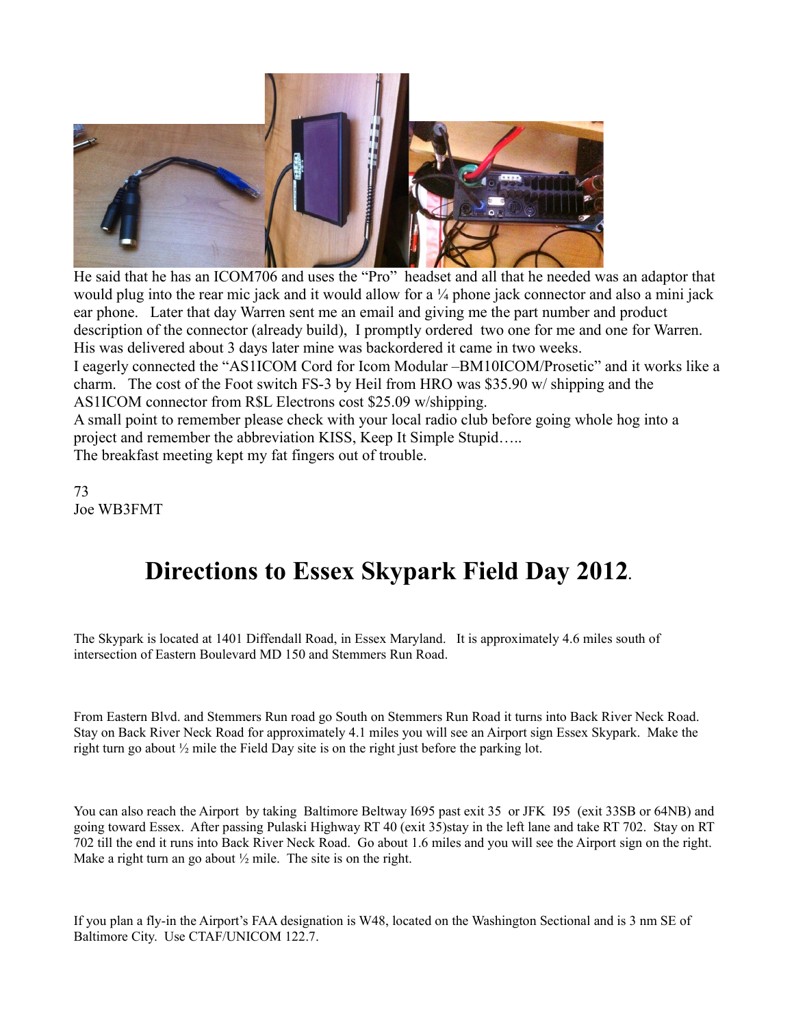He said that he has an ICOM706 and uses the "Pro" headset and all that he needed was an adaptor that would plug into the rear mic jack and it would allow for a ¼ phone jack connector and also a mini jack ear phone. Later that day Warren sent me an email and giving me the part number and product description of the connector (already build), I promptly ordered two one for me and one for Warren. His was delivered about 3 days later mine was backordered it came in two weeks.

I eagerly connected the "AS1ICOM Cord for Icom Modular –BM10ICOM/Prosetic" and it works like a charm. The cost of the Foot switch FS-3 by Heil from HRO was $35.90 w/ shipping and the AS1ICOM connector from R$L Electrons cost $25.09 w/shipping.

A small point to remember please check with your local radio club before going whole hog into a project and remember the abbreviation KISS, Keep It Simple Stupid…..

The breakfast meeting kept my fat fingers out of trouble.

73
Joe WB3FMT

# Directions to Essex Skypark Field Day 2012.

The Skypark is located at 1401 Diffendall Road, in Essex Maryland. It is approximately 4.6 miles south of intersection of Eastern Boulevard MD 150 and Stemmers Run Road.

From Eastern Blvd. and Stemmers Run road go South on Stemmers Run Road it turns into Back River Neck Road. Stay on Back River Neck Road for approximately 4.1 miles you will see an Airport sign Essex Skypark. Make the right turn go about ½ mile the Field Day site is on the right just before the parking lot.

You can also reach the Airport by taking Baltimore Beltway I695 past exit 35 or JFK I95 (exit 33SB or 64NB) and going toward Essex. After passing Pulaski Highway RT 40 (exit 35)stay in the left lane and take RT 702. Stay on RT 702 till the end it runs into Back River Neck Road. Go about 1.6 miles and you will see the Airport sign on the right. Make a right turn an go about ½ mile. The site is on the right.

If you plan a fly-in the Airport's FAA designation is W48, located on the Washington Sectional and is 3 nm SE of Baltimore City. Use CTAF/UNICOM 122.7.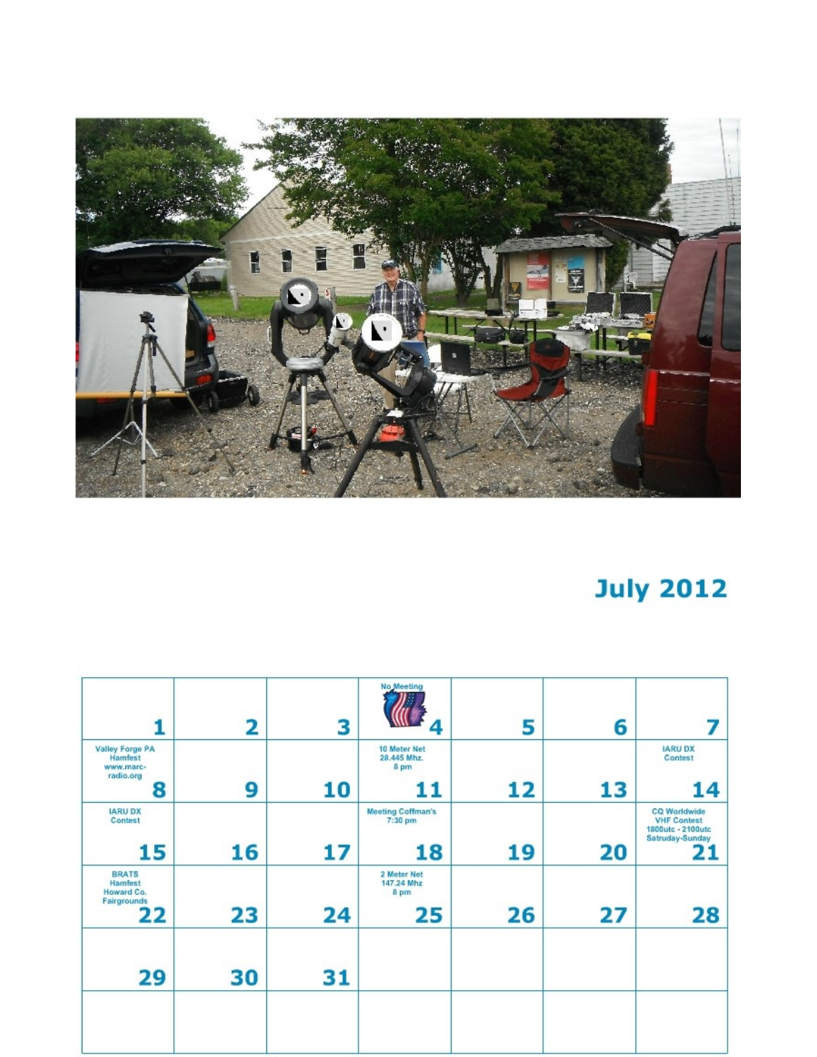## July 2012

| | | | | | | |
|---|---|---|---|---|---|---|
| 1 | 2 | 3 | No Meeting 4 | 5 | 6 | 7 |
| Valley Forge PA Hamfest www.marc-radio.org 8 | 9 | 10 | 10 Meter Net 28.445 Mhz. 8 pm 11 | 12 | 13 | IARU DX Contest 14 |
| IARU DX Contest 15 | 16 | 17 | Meeting Coffman's 7:30 pm 18 | 19 | 20 | CQ Worldwide VHF Contest 1800utc - 2100utc Satruday-Sunday 21 |
| BRATS Hamfest Howard Co. Fairgrounds 22 | 23 | 24 | 2 Meter Net 147.24 Mhz 8 pm 25 | 26 | 27 | 28 |
| 29 | 30 | 31 | | | | |
| | | | | | | |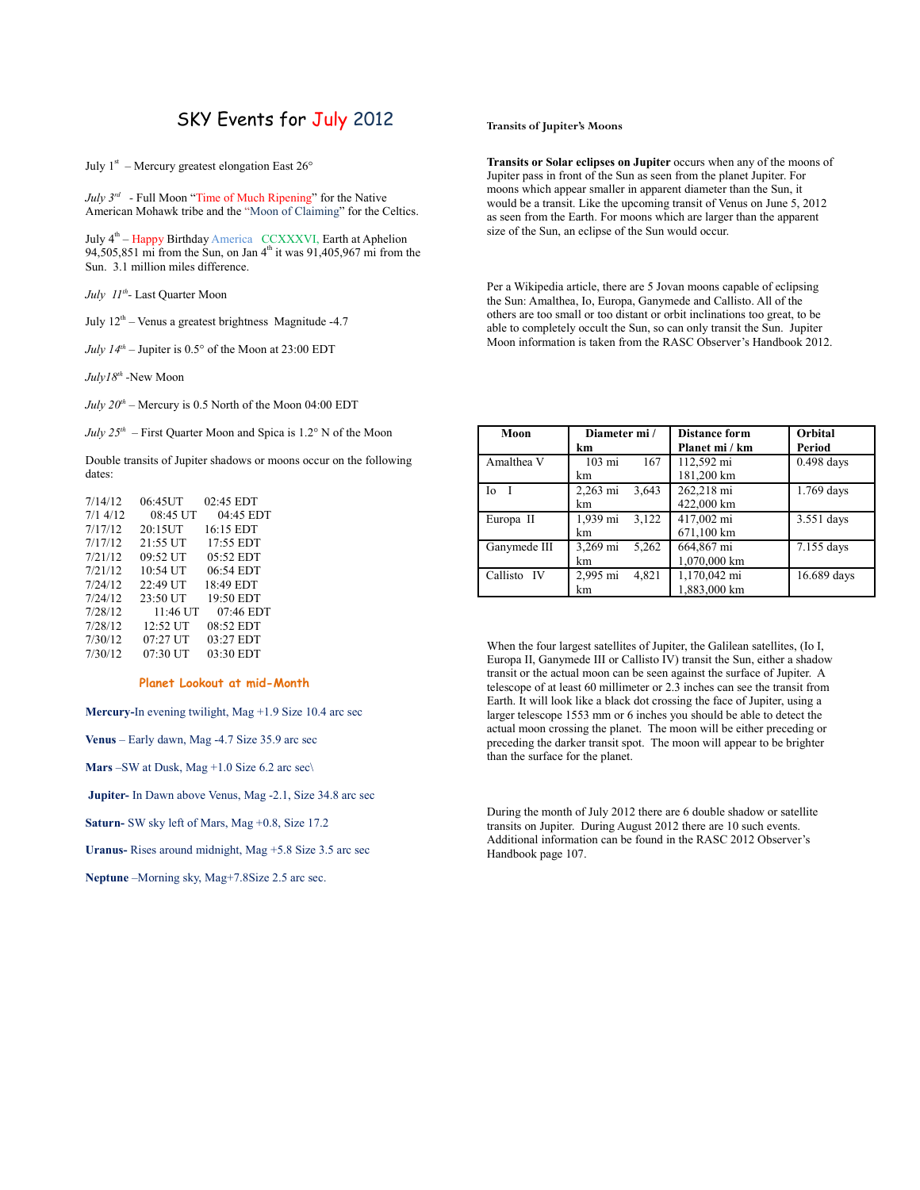# SKY Events for July 2012

July 1st – Mercury greatest elongation East 26°

*July 3rd* - Full Moon "Time of Much Ripening" for the Native American Mohawk tribe and the "Moon of Claiming" for the Celtics.

July 4th – Happy Birthday America CCXXXVI, Earth at Aphelion 94,505,851 mi from the Sun, on Jan 4th it was 91,405,967 mi from the Sun. 3.1 million miles difference.

*July 11th*- Last Quarter Moon

July 12th – Venus a greatest brightness Magnitude -4.7

*July 14th* – Jupiter is 0.5° of the Moon at 23:00 EDT

*July18th* -New Moon

*July 20th* – Mercury is 0.5 North of the Moon 04:00 EDT

*July 25th* – First Quarter Moon and Spica is 1.2° N of the Moon

Double transits of Jupiter shadows or moons occur on the following dates:

| | | |
|---|---|---|
| 7/14/12 | 06:45UT | 02:45 EDT |
| 7/1 4/12 | 08:45 UT | 04:45 EDT |
| 7/17/12 | 20:15UT | 16:15 EDT |
| 7/17/12 | 21:55 UT | 17:55 EDT |
| 7/21/12 | 09:52 UT | 05:52 EDT |
| 7/21/12 | 10:54 UT | 06:54 EDT |
| 7/24/12 | 22:49 UT | 18:49 EDT |
| 7/24/12 | 23:50 UT | 19:50 EDT |
| 7/28/12 | 11:46 UT | 07:46 EDT |
| 7/28/12 | 12:52 UT | 08:52 EDT |
| 7/30/12 | 07:27 UT | 03:27 EDT |
| 7/30/12 | 07:30 UT | 03:30 EDT |

## Planet Lookout at mid-Month

**Mercury-**In evening twilight, Mag +1.9 Size 10.4 arc sec

**Venus** – Early dawn, Mag -4.7 Size 35.9 arc sec

**Mars** –SW at Dusk, Mag +1.0 Size 6.2 arc sec\

**Jupiter-** In Dawn above Venus, Mag -2.1, Size 34.8 arc sec

**Saturn-** SW sky left of Mars, Mag +0.8, Size 17.2

**Uranus-** Rises around midnight, Mag +5.8 Size 3.5 arc sec

**Neptune** –Morning sky, Mag+7.8Size 2.5 arc sec.

### Transits of Jupiter's Moons

**Transits or Solar eclipses on Jupiter** occurs when any of the moons of Jupiter pass in front of the Sun as seen from the planet Jupiter. For moons which appear smaller in apparent diameter than the Sun, it would be a transit. Like the upcoming transit of Venus on June 5, 2012 as seen from the Earth. For moons which are larger than the apparent size of the Sun, an eclipse of the Sun would occur.

Per a Wikipedia article, there are 5 Jovan moons capable of eclipsing the Sun: Amalthea, Io, Europa, Ganymede and Callisto. All of the others are too small or too distant or orbit inclinations too great, to be able to completely occult the Sun, so can only transit the Sun. Jupiter Moon information is taken from the RASC Observer's Handbook 2012.

| Moon | Diameter mi / km | Distance form Planet mi / km | Orbital Period |
|---|---|---|---|
| Amalthea V | 103 mi 167 km | 112,592 mi 181,200 km | 0.498 days |
| Io I | 2,263 mi 3,643 km | 262,218 mi 422,000 km | 1.769 days |
| Europa II | 1,939 mi 3,122 km | 417,002 mi 671,100 km | 3.551 days |
| Ganymede III | 3,269 mi 5,262 km | 664,867 mi 1,070,000 km | 7.155 days |
| Callisto IV | 2,995 mi 4,821 km | 1,170,042 mi 1,883,000 km | 16.689 days |

When the four largest satellites of Jupiter, the Galilean satellites, (Io I, Europa II, Ganymede III or Callisto IV) transit the Sun, either a shadow transit or the actual moon can be seen against the surface of Jupiter. A telescope of at least 60 millimeter or 2.3 inches can see the transit from Earth. It will look like a black dot crossing the face of Jupiter, using a larger telescope 1553 mm or 6 inches you should be able to detect the actual moon crossing the planet. The moon will be either preceding or preceding the darker transit spot. The moon will appear to be brighter than the surface for the planet.

During the month of July 2012 there are 6 double shadow or satellite transits on Jupiter. During August 2012 there are 10 such events. Additional information can be found in the RASC 2012 Observer's Handbook page 107.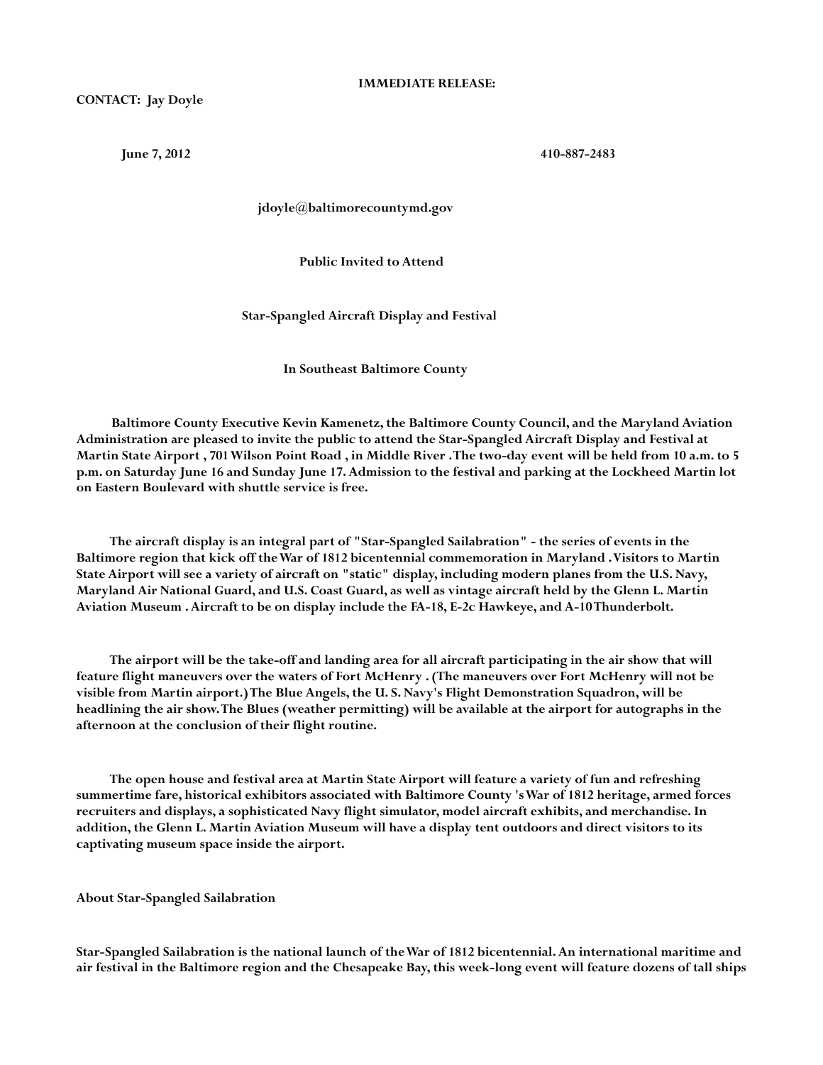**IMMEDIATE RELEASE:**

**CONTACT: Jay Doyle**

**June 7, 2012** **410-887-2483**

**jdoyle@baltimorecountymd.gov**

**Public Invited to Attend**

**Star-Spangled Aircraft Display and Festival**

**In Southeast Baltimore County**

**Baltimore County Executive Kevin Kamenetz, the Baltimore County Council, and the Maryland Aviation Administration are pleased to invite the public to attend the Star-Spangled Aircraft Display and Festival at Martin State Airport , 701 Wilson Point Road , in Middle River . The two-day event will be held from 10 a.m. to 5 p.m. on Saturday June 16 and Sunday June 17. Admission to the festival and parking at the Lockheed Martin lot on Eastern Boulevard with shuttle service is free.**

**The aircraft display is an integral part of "Star-Spangled Sailabration" - the series of events in the Baltimore region that kick off the War of 1812 bicentennial commemoration in Maryland . Visitors to Martin State Airport will see a variety of aircraft on "static" display, including modern planes from the U.S. Navy, Maryland Air National Guard, and U.S. Coast Guard, as well as vintage aircraft held by the Glenn L. Martin Aviation Museum . Aircraft to be on display include the FA-18, E-2c Hawkeye, and A-10 Thunderbolt.**

**The airport will be the take-off and landing area for all aircraft participating in the air show that will feature flight maneuvers over the waters of Fort McHenry . (The maneuvers over Fort McHenry will not be visible from Martin airport.) The Blue Angels, the U. S. Navy's Flight Demonstration Squadron, will be headlining the air show. The Blues (weather permitting) will be available at the airport for autographs in the afternoon at the conclusion of their flight routine.**

**The open house and festival area at Martin State Airport will feature a variety of fun and refreshing summertime fare, historical exhibitors associated with Baltimore County 's War of 1812 heritage, armed forces recruiters and displays, a sophisticated Navy flight simulator, model aircraft exhibits, and merchandise. In addition, the Glenn L. Martin Aviation Museum will have a display tent outdoors and direct visitors to its captivating museum space inside the airport.**

**About Star-Spangled Sailabration**

**Star-Spangled Sailabration is the national launch of the War of 1812 bicentennial. An international maritime and air festival in the Baltimore region and the Chesapeake Bay, this week-long event will feature dozens of tall ships**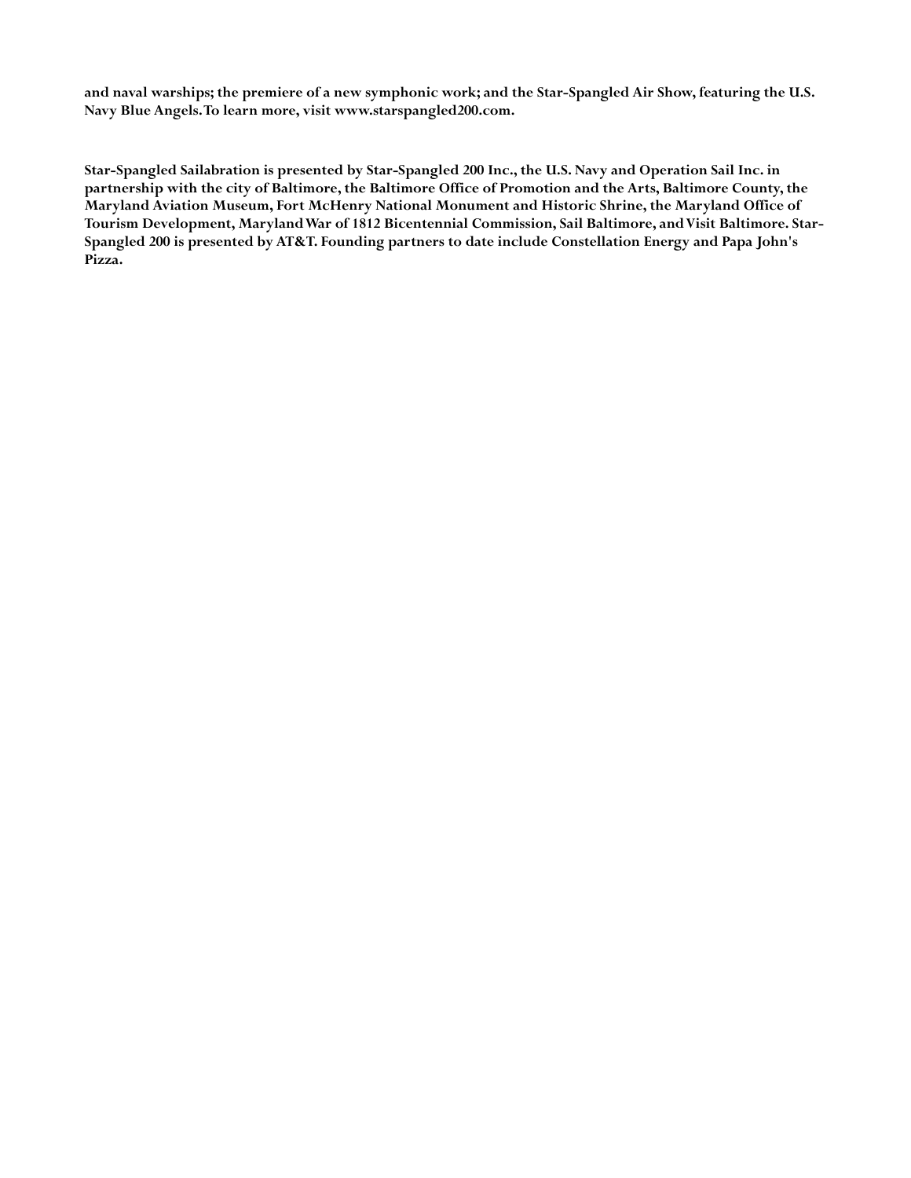**and naval warships; the premiere of a new symphonic work; and the Star-Spangled Air Show, featuring the U.S. Navy Blue Angels. To learn more, visit www.starspangled200.com.**

**Star-Spangled Sailabration is presented by Star-Spangled 200 Inc., the U.S. Navy and Operation Sail Inc. in partnership with the city of Baltimore, the Baltimore Office of Promotion and the Arts, Baltimore County, the Maryland Aviation Museum, Fort McHenry National Monument and Historic Shrine, the Maryland Office of Tourism Development, Maryland War of 1812 Bicentennial Commission, Sail Baltimore, and Visit Baltimore. Star-Spangled 200 is presented by AT&T. Founding partners to date include Constellation Energy and Papa John's Pizza.**